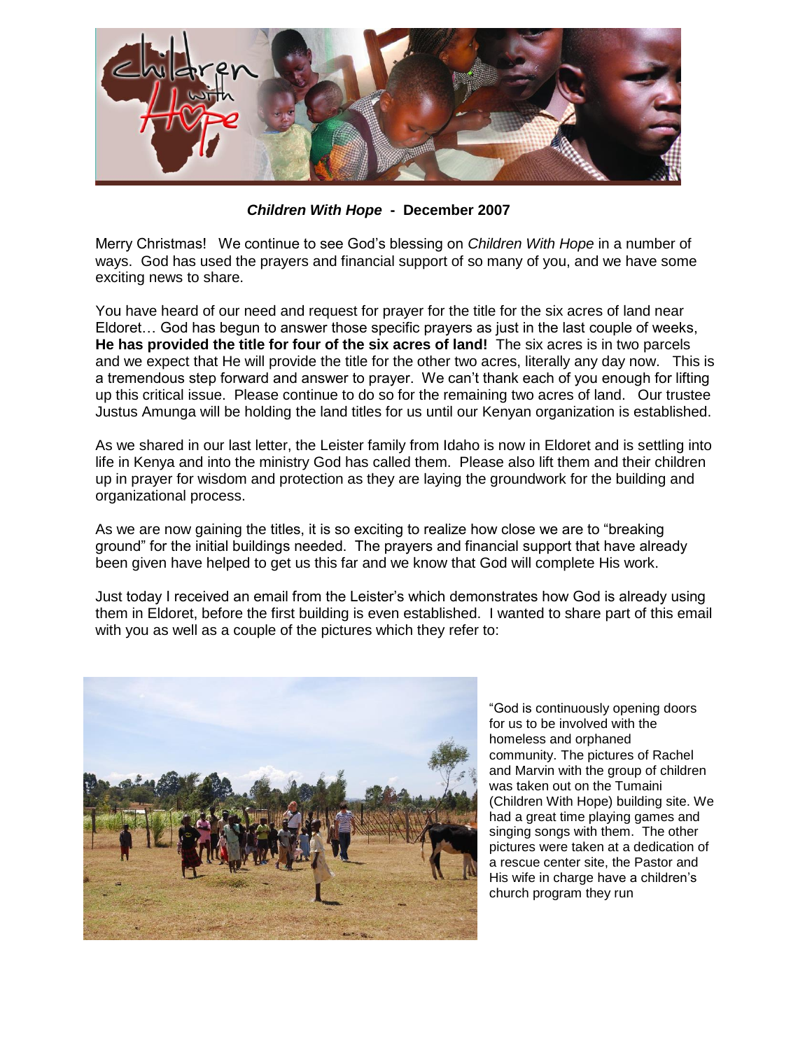***Children With Hope* - December 2007**

Merry Christmas! We continue to see God's blessing on *Children With Hope* in a number of ways. God has used the prayers and financial support of so many of you, and we have some exciting news to share.

You have heard of our need and request for prayer for the title for the six acres of land near Eldoret… God has begun to answer those specific prayers as just in the last couple of weeks, **He has provided the title for four of the six acres of land!** The six acres is in two parcels and we expect that He will provide the title for the other two acres, literally any day now. This is a tremendous step forward and answer to prayer. We can't thank each of you enough for lifting up this critical issue. Please continue to do so for the remaining two acres of land. Our trustee Justus Amunga will be holding the land titles for us until our Kenyan organization is established.

As we shared in our last letter, the Leister family from Idaho is now in Eldoret and is settling into life in Kenya and into the ministry God has called them. Please also lift them and their children up in prayer for wisdom and protection as they are laying the groundwork for the building and organizational process.

As we are now gaining the titles, it is so exciting to realize how close we are to "breaking ground" for the initial buildings needed. The prayers and financial support that have already been given have helped to get us this far and we know that God will complete His work.

Just today I received an email from the Leister's which demonstrates how God is already using them in Eldoret, before the first building is even established. I wanted to share part of this email with you as well as a couple of the pictures which they refer to:

"God is continuously opening doors for us to be involved with the homeless and orphaned community. The pictures of Rachel and Marvin with the group of children was taken out on the Tumaini (Children With Hope) building site. We had a great time playing games and singing songs with them. The other pictures were taken at a dedication of a rescue center site, the Pastor and His wife in charge have a children's church program they run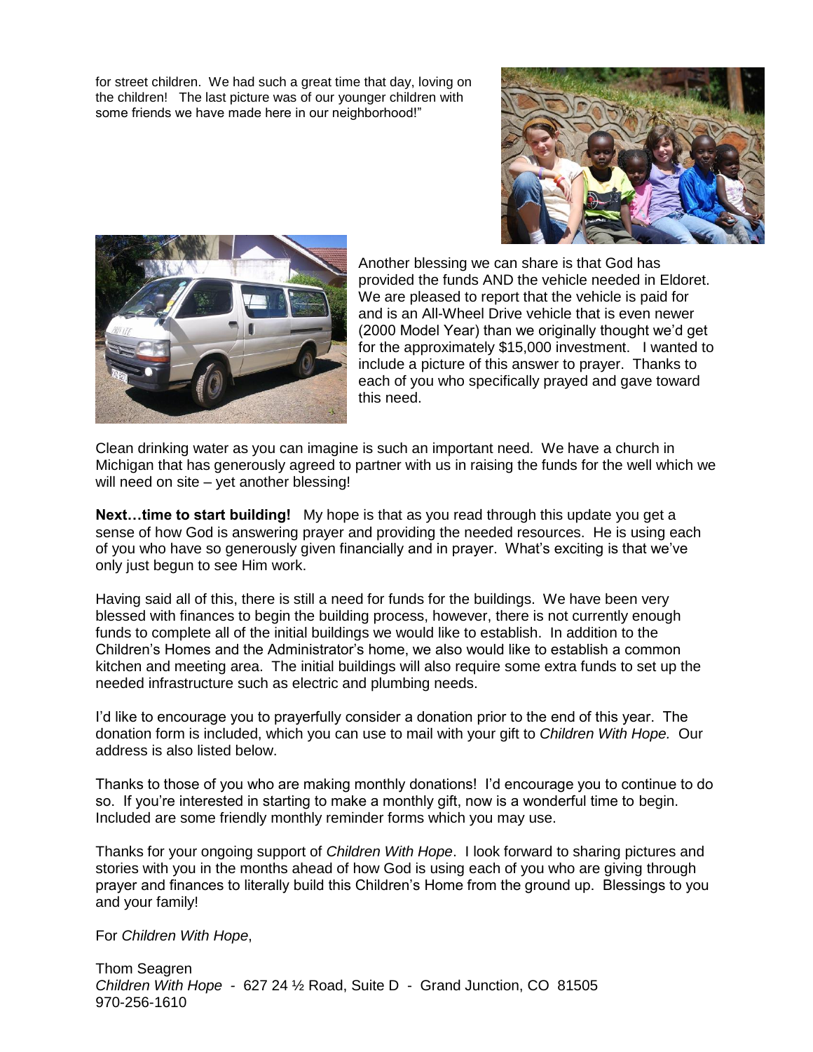for street children. We had such a great time that day, loving on the children! The last picture was of our younger children with some friends we have made here in our neighborhood!"

Another blessing we can share is that God has provided the funds AND the vehicle needed in Eldoret. We are pleased to report that the vehicle is paid for and is an All-Wheel Drive vehicle that is even newer (2000 Model Year) than we originally thought we'd get for the approximately $15,000 investment. I wanted to include a picture of this answer to prayer. Thanks to each of you who specifically prayed and gave toward this need.

Clean drinking water as you can imagine is such an important need. We have a church in Michigan that has generously agreed to partner with us in raising the funds for the well which we will need on site – yet another blessing!

**Next…time to start building!** My hope is that as you read through this update you get a sense of how God is answering prayer and providing the needed resources. He is using each of you who have so generously given financially and in prayer. What's exciting is that we've only just begun to see Him work.

Having said all of this, there is still a need for funds for the buildings. We have been very blessed with finances to begin the building process, however, there is not currently enough funds to complete all of the initial buildings we would like to establish. In addition to the Children's Homes and the Administrator's home, we also would like to establish a common kitchen and meeting area. The initial buildings will also require some extra funds to set up the needed infrastructure such as electric and plumbing needs.

I'd like to encourage you to prayerfully consider a donation prior to the end of this year. The donation form is included, which you can use to mail with your gift to *Children With Hope.* Our address is also listed below.

Thanks to those of you who are making monthly donations! I'd encourage you to continue to do so. If you're interested in starting to make a monthly gift, now is a wonderful time to begin. Included are some friendly monthly reminder forms which you may use.

Thanks for your ongoing support of *Children With Hope*. I look forward to sharing pictures and stories with you in the months ahead of how God is using each of you who are giving through prayer and finances to literally build this Children's Home from the ground up. Blessings to you and your family!

For *Children With Hope*,

Thom Seagren
*Children With Hope* - 627 24 ½ Road, Suite D - Grand Junction, CO 81505
970-256-1610